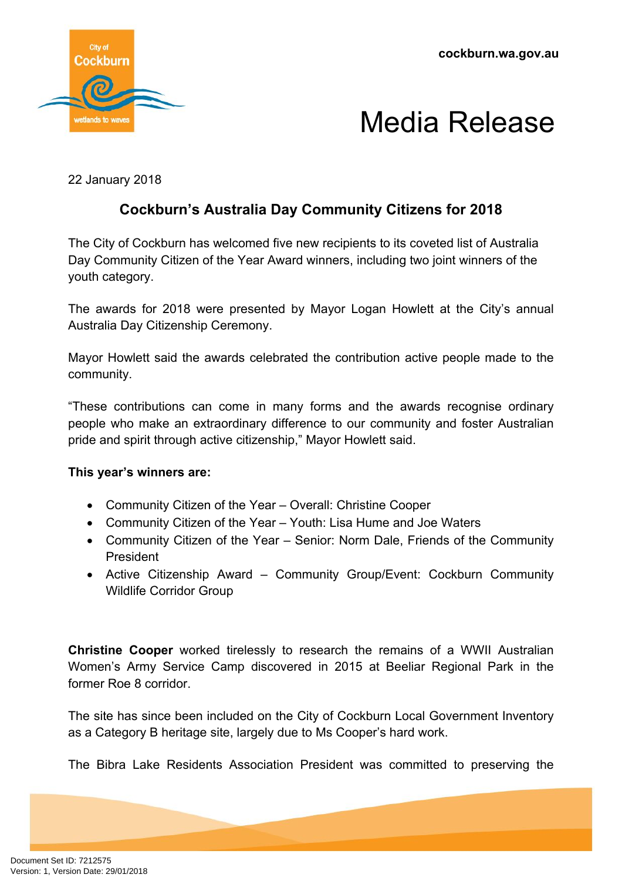cockburn.wa.gov.au

# Media Release

22 January 2018

## Cockburn's Australia Day Community Citizens for 2018

The City of Cockburn has welcomed five new recipients to its coveted list of Australia Day Community Citizen of the Year Award winners, including two joint winners of the youth category.

The awards for 2018 were presented by Mayor Logan Howlett at the City's annual Australia Day Citizenship Ceremony.

Mayor Howlett said the awards celebrated the contribution active people made to the community.

"These contributions can come in many forms and the awards recognise ordinary people who make an extraordinary difference to our community and foster Australian pride and spirit through active citizenship," Mayor Howlett said.

**This year's winners are:**

- Community Citizen of the Year – Overall: Christine Cooper
- Community Citizen of the Year – Youth: Lisa Hume and Joe Waters
- Community Citizen of the Year – Senior: Norm Dale, Friends of the Community President
- Active Citizenship Award – Community Group/Event: Cockburn Community Wildlife Corridor Group

**Christine Cooper** worked tirelessly to research the remains of a WWII Australian Women's Army Service Camp discovered in 2015 at Beeliar Regional Park in the former Roe 8 corridor.

The site has since been included on the City of Cockburn Local Government Inventory as a Category B heritage site, largely due to Ms Cooper's hard work.

The Bibra Lake Residents Association President was committed to preserving the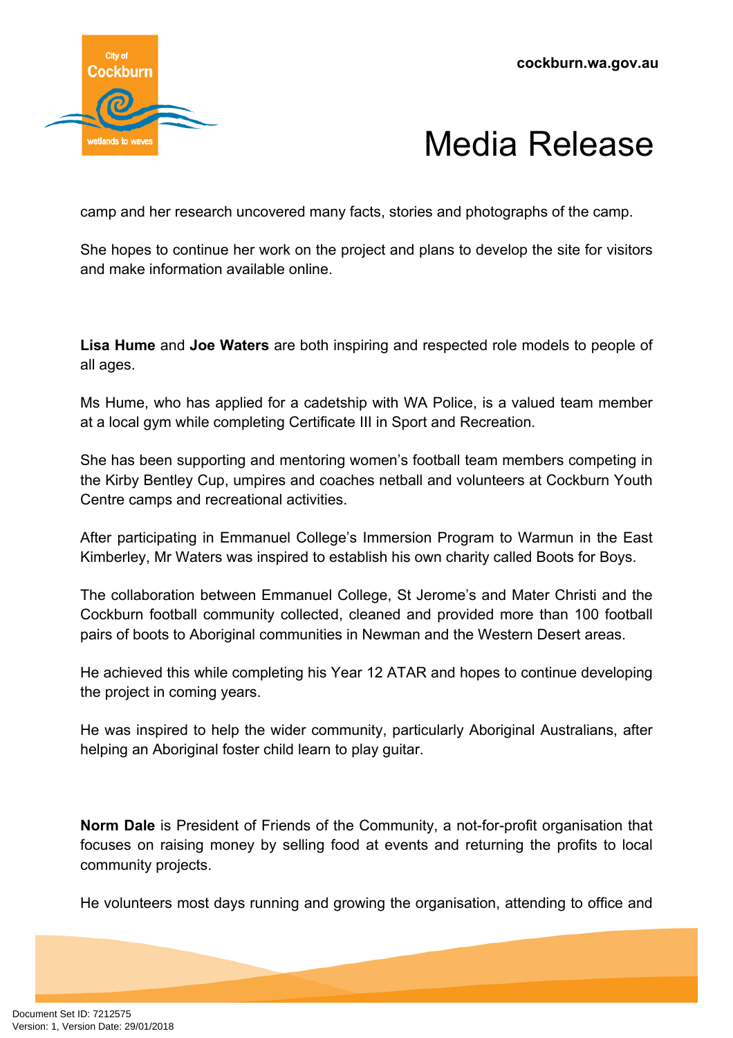camp and her research uncovered many facts, stories and photographs of the camp.

She hopes to continue her work on the project and plans to develop the site for visitors and make information available online.

**Lisa Hume** and **Joe Waters** are both inspiring and respected role models to people of all ages.

Ms Hume, who has applied for a cadetship with WA Police, is a valued team member at a local gym while completing Certificate III in Sport and Recreation.

She has been supporting and mentoring women's football team members competing in the Kirby Bentley Cup, umpires and coaches netball and volunteers at Cockburn Youth Centre camps and recreational activities.

After participating in Emmanuel College's Immersion Program to Warmun in the East Kimberley, Mr Waters was inspired to establish his own charity called Boots for Boys.

The collaboration between Emmanuel College, St Jerome's and Mater Christi and the Cockburn football community collected, cleaned and provided more than 100 football pairs of boots to Aboriginal communities in Newman and the Western Desert areas.

He achieved this while completing his Year 12 ATAR and hopes to continue developing the project in coming years.

He was inspired to help the wider community, particularly Aboriginal Australians, after helping an Aboriginal foster child learn to play guitar.

**Norm Dale** is President of Friends of the Community, a not-for-profit organisation that focuses on raising money by selling food at events and returning the profits to local community projects.

He volunteers most days running and growing the organisation, attending to office and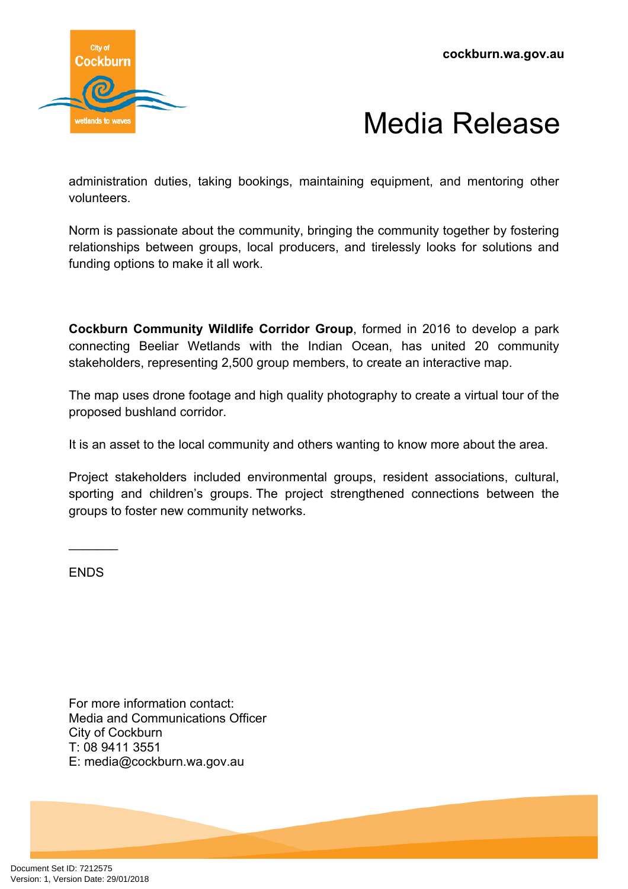administration duties, taking bookings, maintaining equipment, and mentoring other volunteers.

Norm is passionate about the community, bringing the community together by fostering relationships between groups, local producers, and tirelessly looks for solutions and funding options to make it all work.

**Cockburn Community Wildlife Corridor Group**, formed in 2016 to develop a park connecting Beeliar Wetlands with the Indian Ocean, has united 20 community stakeholders, representing 2,500 group members, to create an interactive map.

The map uses drone footage and high quality photography to create a virtual tour of the proposed bushland corridor.

It is an asset to the local community and others wanting to know more about the area.

Project stakeholders included environmental groups, resident associations, cultural, sporting and children's groups. The project strengthened connections between the groups to foster new community networks.

_______

ENDS

For more information contact:
Media and Communications Officer
City of Cockburn
T: 08 9411 3551
E: media@cockburn.wa.gov.au